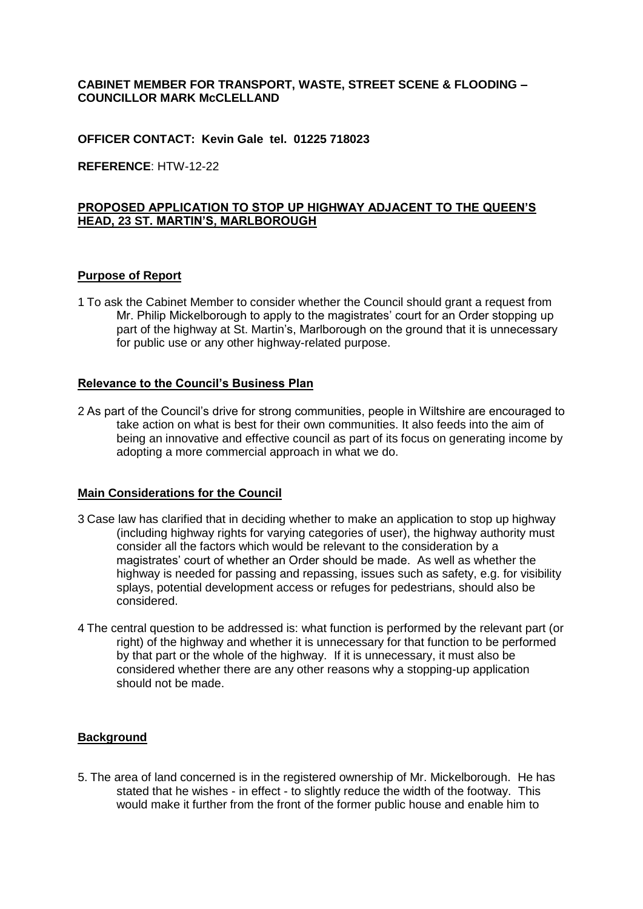**CABINET MEMBER FOR TRANSPORT, WASTE, STREET SCENE & FLOODING – COUNCILLOR MARK McCLELLAND**

**OFFICER CONTACT: Kevin Gale tel. 01225 718023**

**REFERENCE**: HTW-12-22

## PROPOSED APPLICATION TO STOP UP HIGHWAY ADJACENT TO THE QUEEN'S HEAD, 23 ST. MARTIN'S, MARLBOROUGH

### Purpose of Report

1 To ask the Cabinet Member to consider whether the Council should grant a request from Mr. Philip Mickelborough to apply to the magistrates' court for an Order stopping up part of the highway at St. Martin's, Marlborough on the ground that it is unnecessary for public use or any other highway-related purpose.

### Relevance to the Council's Business Plan

2 As part of the Council's drive for strong communities, people in Wiltshire are encouraged to take action on what is best for their own communities. It also feeds into the aim of being an innovative and effective council as part of its focus on generating income by adopting a more commercial approach in what we do.

### Main Considerations for the Council

3 Case law has clarified that in deciding whether to make an application to stop up highway (including highway rights for varying categories of user), the highway authority must consider all the factors which would be relevant to the consideration by a magistrates' court of whether an Order should be made. As well as whether the highway is needed for passing and repassing, issues such as safety, e.g. for visibility splays, potential development access or refuges for pedestrians, should also be considered.

4 The central question to be addressed is: what function is performed by the relevant part (or right) of the highway and whether it is unnecessary for that function to be performed by that part or the whole of the highway. If it is unnecessary, it must also be considered whether there are any other reasons why a stopping-up application should not be made.

### Background

5. The area of land concerned is in the registered ownership of Mr. Mickelborough. He has stated that he wishes - in effect - to slightly reduce the width of the footway. This would make it further from the front of the former public house and enable him to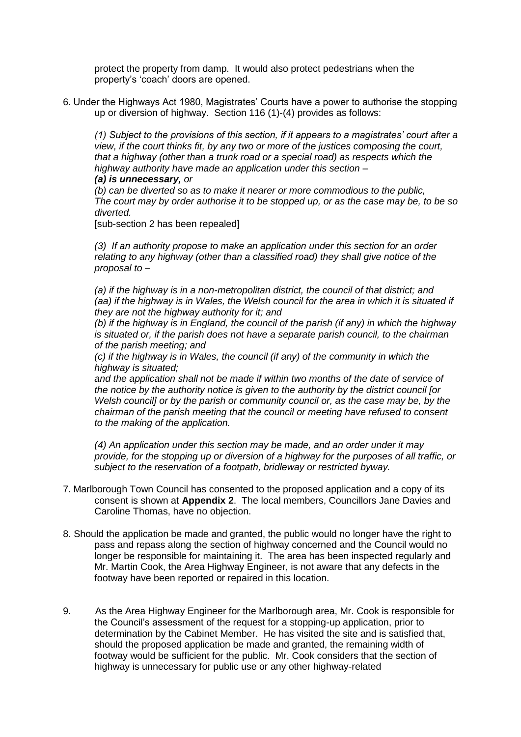protect the property from damp. It would also protect pedestrians when the property's 'coach' doors are opened.

6. Under the Highways Act 1980, Magistrates' Courts have a power to authorise the stopping up or diversion of highway. Section 116 (1)-(4) provides as follows:

   *(1) Subject to the provisions of this section, if it appears to a magistrates' court after a view, if the court thinks fit, by any two or more of the justices composing the court, that a highway (other than a trunk road or a special road) as respects which the highway authority have made an application under this section –*
   ***(a) is unnecessary,*** *or*
   *(b) can be diverted so as to make it nearer or more commodious to the public, The court may by order authorise it to be stopped up, or as the case may be, to be so diverted.*
   [sub-section 2 has been repealed]

   *(3) If an authority propose to make an application under this section for an order relating to any highway (other than a classified road) they shall give notice of the proposal to –*

   *(a) if the highway is in a non-metropolitan district, the council of that district; and*
   *(aa) if the highway is in Wales, the Welsh council for the area in which it is situated if they are not the highway authority for it; and*
   *(b) if the highway is in England, the council of the parish (if any) in which the highway is situated or, if the parish does not have a separate parish council, to the chairman of the parish meeting; and*
   *(c) if the highway is in Wales, the council (if any) of the community in which the highway is situated;*
   *and the application shall not be made if within two months of the date of service of the notice by the authority notice is given to the authority by the district council [or Welsh council] or by the parish or community council or, as the case may be, by the chairman of the parish meeting that the council or meeting have refused to consent to the making of the application.*

   *(4) An application under this section may be made, and an order under it may provide, for the stopping up or diversion of a highway for the purposes of all traffic, or subject to the reservation of a footpath, bridleway or restricted byway.*

7. Marlborough Town Council has consented to the proposed application and a copy of its consent is shown at **Appendix 2**. The local members, Councillors Jane Davies and Caroline Thomas, have no objection.

8. Should the application be made and granted, the public would no longer have the right to pass and repass along the section of highway concerned and the Council would no longer be responsible for maintaining it. The area has been inspected regularly and Mr. Martin Cook, the Area Highway Engineer, is not aware that any defects in the footway have been reported or repaired in this location.

9. As the Area Highway Engineer for the Marlborough area, Mr. Cook is responsible for the Council's assessment of the request for a stopping-up application, prior to determination by the Cabinet Member. He has visited the site and is satisfied that, should the proposed application be made and granted, the remaining width of footway would be sufficient for the public. Mr. Cook considers that the section of highway is unnecessary for public use or any other highway-related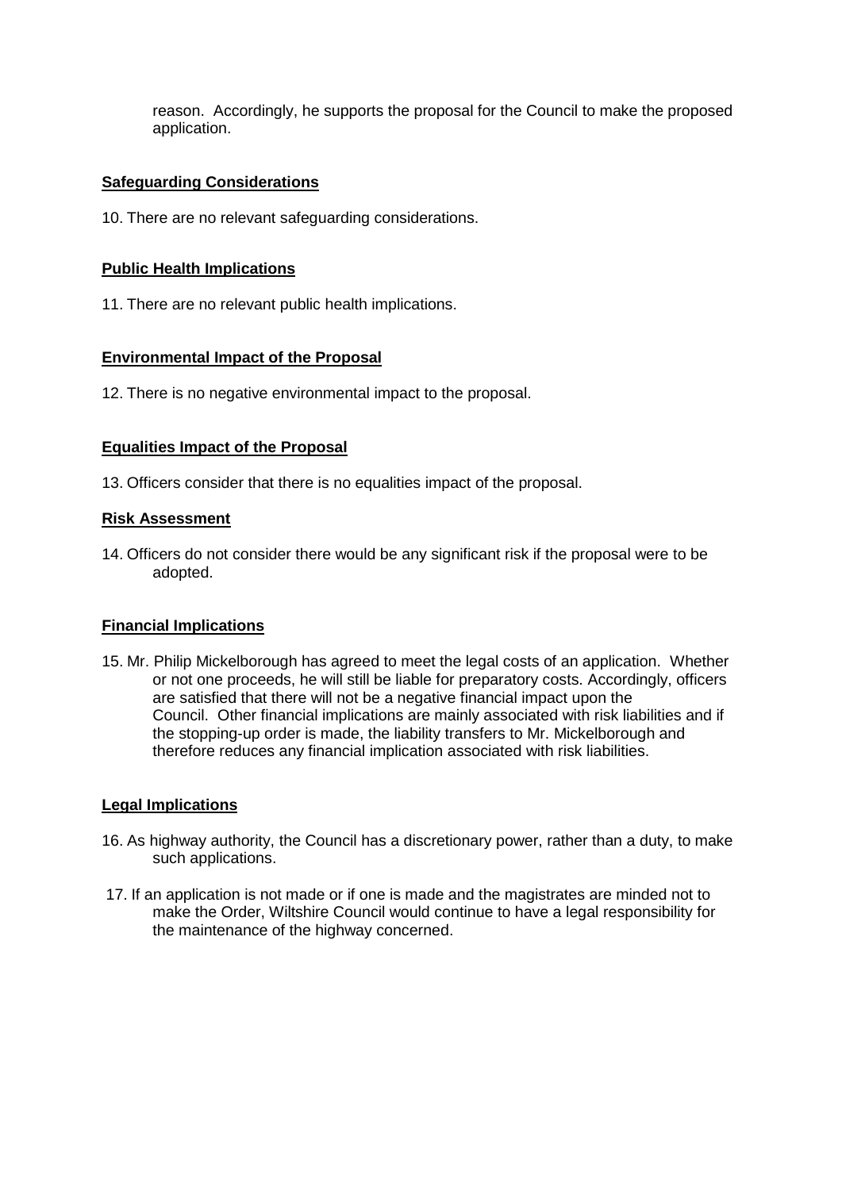reason. Accordingly, he supports the proposal for the Council to make the proposed application.

**Safeguarding Considerations**

10. There are no relevant safeguarding considerations.

**Public Health Implications**

11. There are no relevant public health implications.

**Environmental Impact of the Proposal**

12. There is no negative environmental impact to the proposal.

**Equalities Impact of the Proposal**

13. Officers consider that there is no equalities impact of the proposal.

**Risk Assessment**

14. Officers do not consider there would be any significant risk if the proposal were to be adopted.

**Financial Implications**

15. Mr. Philip Mickelborough has agreed to meet the legal costs of an application. Whether or not one proceeds, he will still be liable for preparatory costs. Accordingly, officers are satisfied that there will not be a negative financial impact upon the Council. Other financial implications are mainly associated with risk liabilities and if the stopping-up order is made, the liability transfers to Mr. Mickelborough and therefore reduces any financial implication associated with risk liabilities.

**Legal Implications**

16. As highway authority, the Council has a discretionary power, rather than a duty, to make such applications.

17. If an application is not made or if one is made and the magistrates are minded not to make the Order, Wiltshire Council would continue to have a legal responsibility for the maintenance of the highway concerned.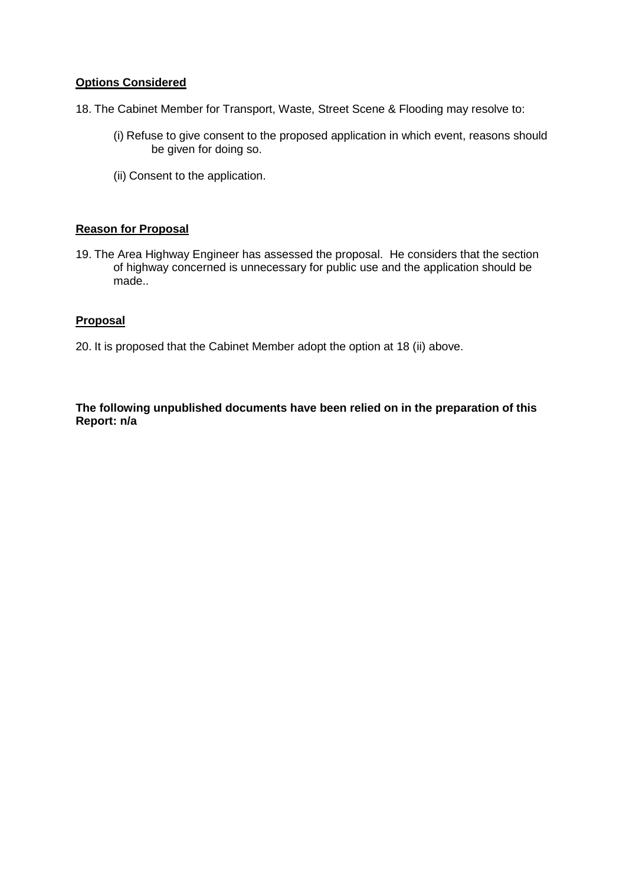**Options Considered**

18. The Cabinet Member for Transport, Waste, Street Scene & Flooding may resolve to:

    (i) Refuse to give consent to the proposed application in which event, reasons should be given for doing so.

    (ii) Consent to the application.

**Reason for Proposal**

19. The Area Highway Engineer has assessed the proposal. He considers that the section of highway concerned is unnecessary for public use and the application should be made..

**Proposal**

20. It is proposed that the Cabinet Member adopt the option at 18 (ii) above.

**The following unpublished documents have been relied on in the preparation of this Report: n/a**